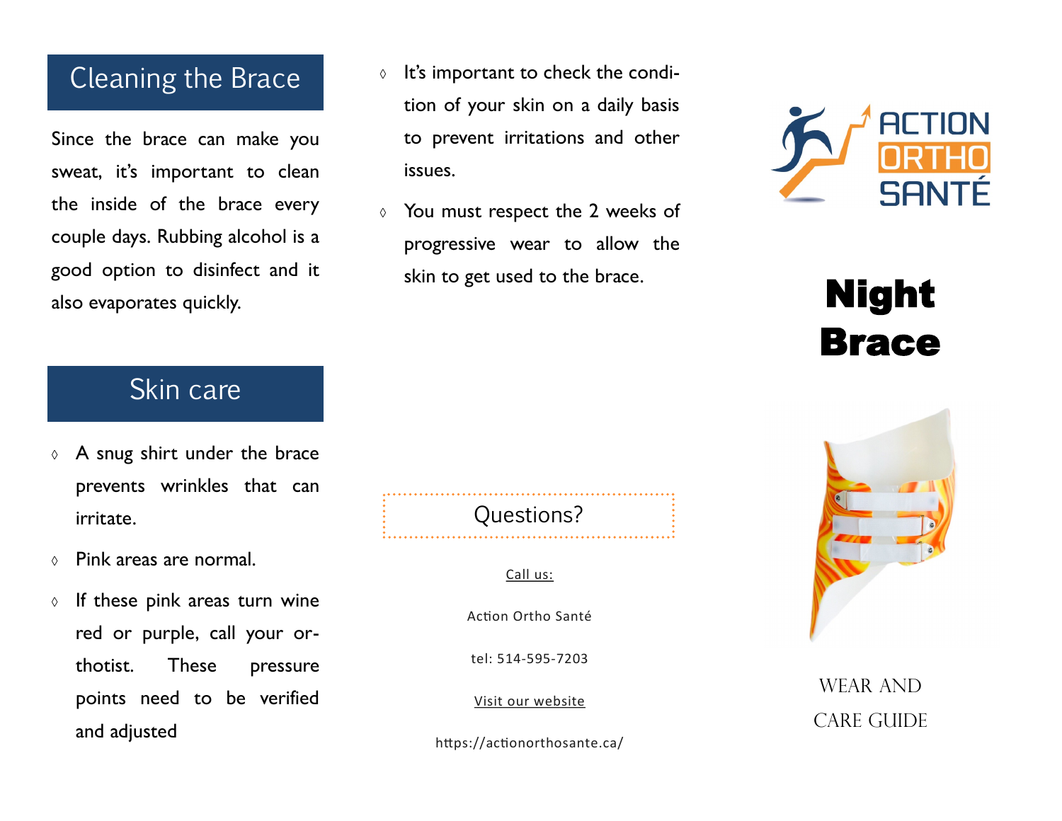## Cleaning the Brace

Since the brace can make you sweat, it's important to clean the inside of the brace every couple days. Rubbing alcohol is a good option to disinfect and it also evaporates quickly.

## Skin care

- A snug shirt under the brace prevents wrinkles that can irritate.
- Pink areas are normal.
- If these pink areas turn wine red or purple, call your orthotist. These pressure points need to be verified and adjusted
- It's important to check the condition of your skin on a daily basis to prevent irritations and other issues.
- You must respect the 2 weeks of progressive wear to allow the skin to get used to the brace.

### Questions?

Call us:

Action Ortho Santé

tel: 514-595-7203

Visit our website

https://actionorthosante.ca/

ACTION ORTHO SANTÉ

# Night Brace

WEAR AND CARE GUIDE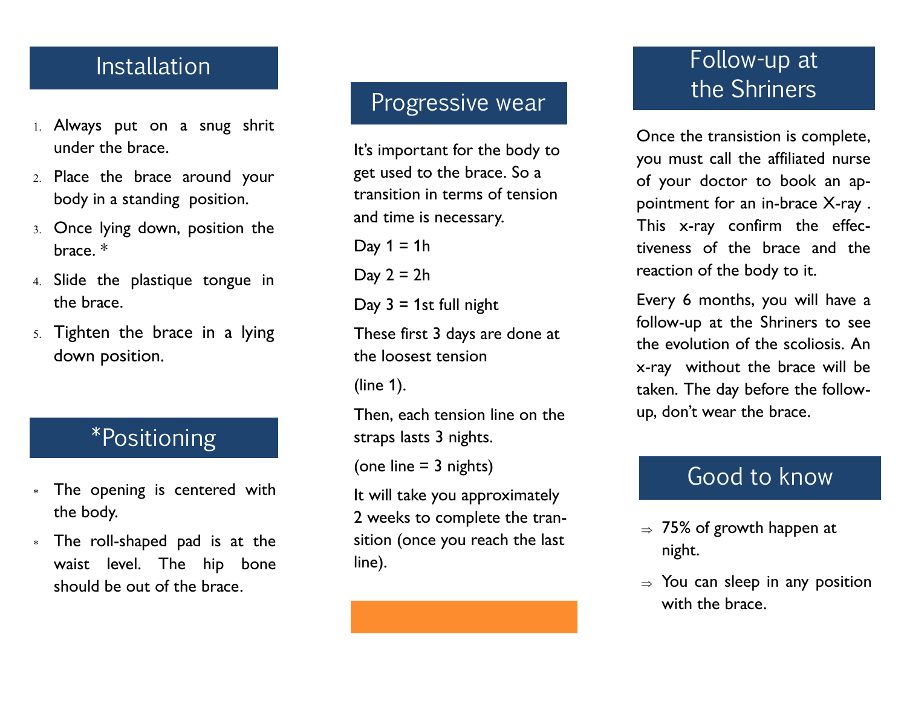## Installation

1. Always put on a snug shrit under the brace.
2. Place the brace around your body in a standing position.
3. Once lying down, position the brace. *
4. Slide the plastique tongue in the brace.
5. Tighten the brace in a lying down position.

## *Positioning

* The opening is centered with the body.
* The roll-shaped pad is at the waist level. The hip bone should be out of the brace.

## Progressive wear

It's important for the body to get used to the brace. So a transition in terms of tension and time is necessary.

Day 1 = 1h

Day 2 = 2h

Day 3 = 1st full night

These first 3 days are done at the loosest tension

(line 1).

Then, each tension line on the straps lasts 3 nights.

(one line = 3 nights)

It will take you approximately 2 weeks to complete the transition (once you reach the last line).

## Follow-up at the Shriners

Once the transistion is complete, you must call the affiliated nurse of your doctor to book an appointment for an in-brace X-ray . This x-ray confirm the effectiveness of the brace and the reaction of the body to it.

Every 6 months, you will have a follow-up at the Shriners to see the evolution of the scoliosis. An x-ray without the brace will be taken. The day before the follow-up, don't wear the brace.

## Good to know

⇒ 75% of growth happen at night.

⇒ You can sleep in any position with the brace.